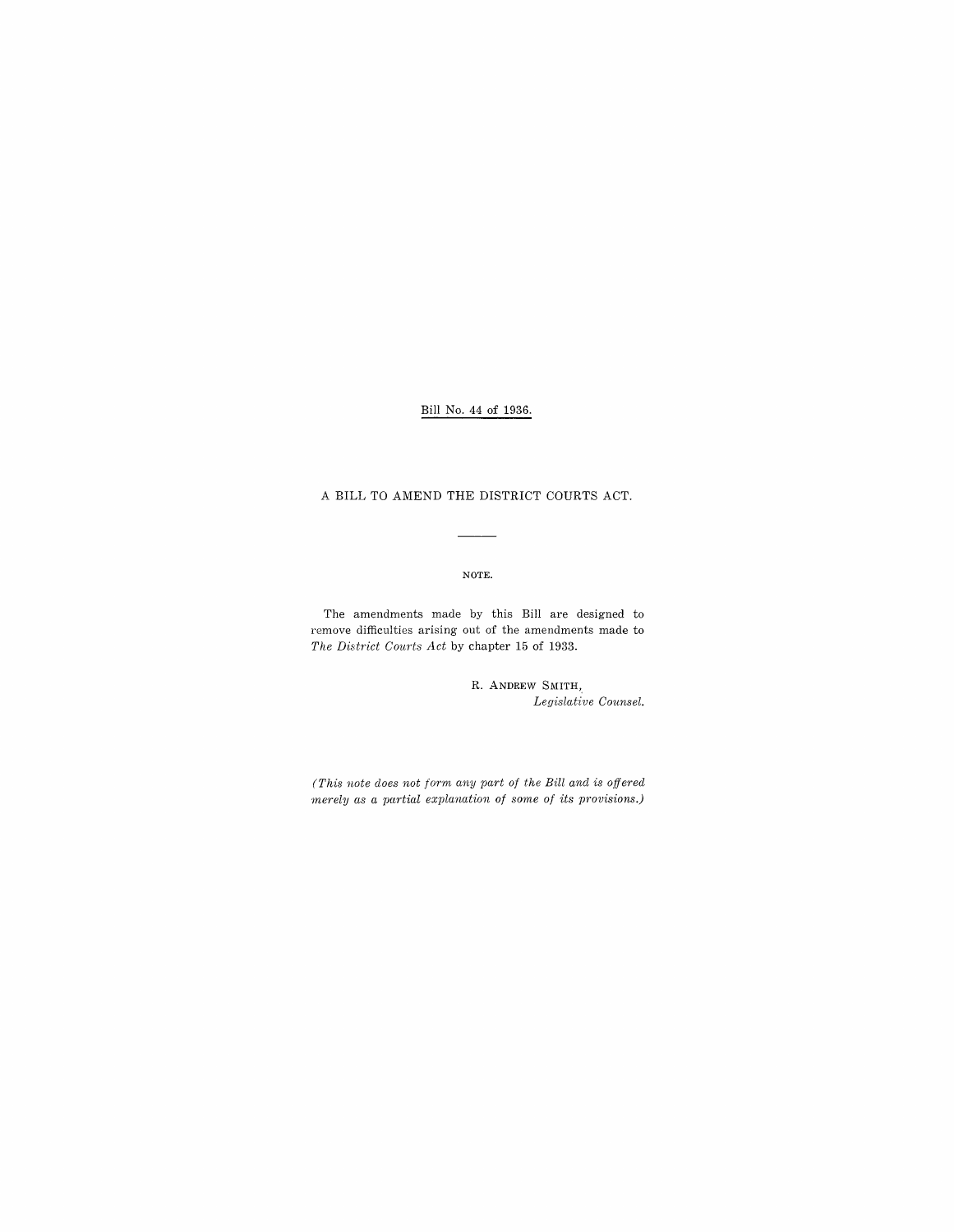Bill No. 44 of 1936.

# A BILL TO AMEND THE DISTRICT COURTS ACT.

---

NOTE.

The amendments made by this Bill are designed to remove difficulties arising out of the amendments made to *The District Courts Act* by chapter 15 of 1933.

R. ANDREW SMITH,
*Legislative Counsel.*

*(This note does not form any part of the Bill and is offered merely as a partial explanation of some of its provisions.)*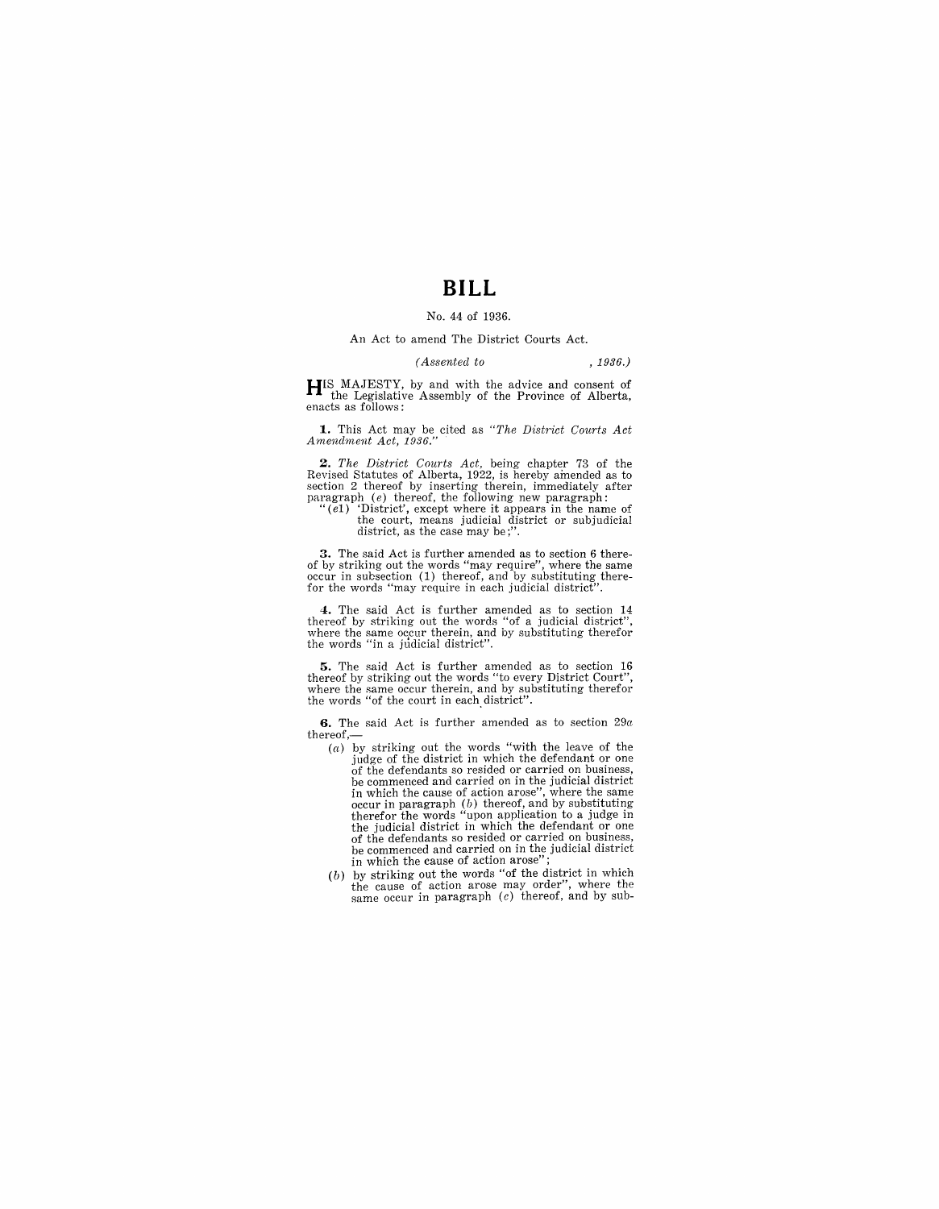# BILL

No. 44 of 1936.

An Act to amend The District Courts Act.

*(Assented to , 1936.)*

HIS MAJESTY, by and with the advice and consent of the Legislative Assembly of the Province of Alberta, enacts as follows:

**1.** This Act may be cited as *"The District Courts Act Amendment Act, 1936."*

**2.** *The District Courts Act*, being chapter 73 of the Revised Statutes of Alberta, 1922, is hereby amended as to section 2 thereof by inserting therein, immediately after paragraph (*e*) thereof, the following new paragraph:

"(*e1*) 'District', except where it appears in the name of the court, means judicial district or subjudicial district, as the case may be;".

**3.** The said Act is further amended as to section 6 thereof by striking out the words "may require", where the same occur in subsection (1) thereof, and by substituting therefor the words "may require in each judicial district".

**4.** The said Act is further amended as to section 14 thereof by striking out the words "of a judicial district", where the same occur therein, and by substituting therefor the words "in a judicial district".

**5.** The said Act is further amended as to section 16 thereof by striking out the words "to every District Court", where the same occur therein, and by substituting therefor the words "of the court in each district".

**6.** The said Act is further amended as to section 29*a* thereof,—

(*a*) by striking out the words "with the leave of the judge of the district in which the defendant or one of the defendants so resided or carried on business, be commenced and carried on in the judicial district in which the cause of action arose", where the same occur in paragraph (*b*) thereof, and by substituting therefor the words "upon application to a judge in the judicial district in which the defendant or one of the defendants so resided or carried on business, be commenced and carried on in the judicial district in which the cause of action arose";

(*b*) by striking out the words "of the district in which the cause of action arose may order", where the same occur in paragraph (*c*) thereof, and by sub-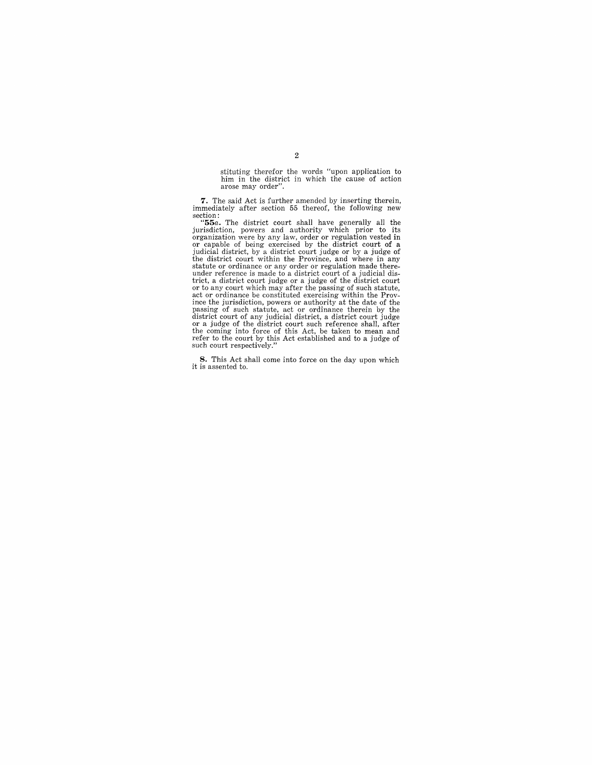stituting therefor the words "upon application to him in the district in which the cause of action arose may order".

**7.** The said Act is further amended by inserting therein, immediately after section 55 thereof, the following new section:

"**55*a*.** The district court shall have generally all the jurisdiction, powers and authority which prior to its organization were by any law, order or regulation vested in or capable of being exercised by the district court of a judicial district, by a district court judge or by a judge of the district court within the Province, and where in any statute or ordinance or any order or regulation made thereunder reference is made to a district court of a judicial district, a district court judge or a judge of the district court or to any court which may after the passing of such statute, act or ordinance be constituted exercising within the Province the jurisdiction, powers or authority at the date of the passing of such statute, act or ordinance therein by the district court of any judicial district, a district court judge or a judge of the district court such reference shall, after the coming into force of this Act, be taken to mean and refer to the court by this Act established and to a judge of such court respectively."

**8.** This Act shall come into force on the day upon which it is assented to.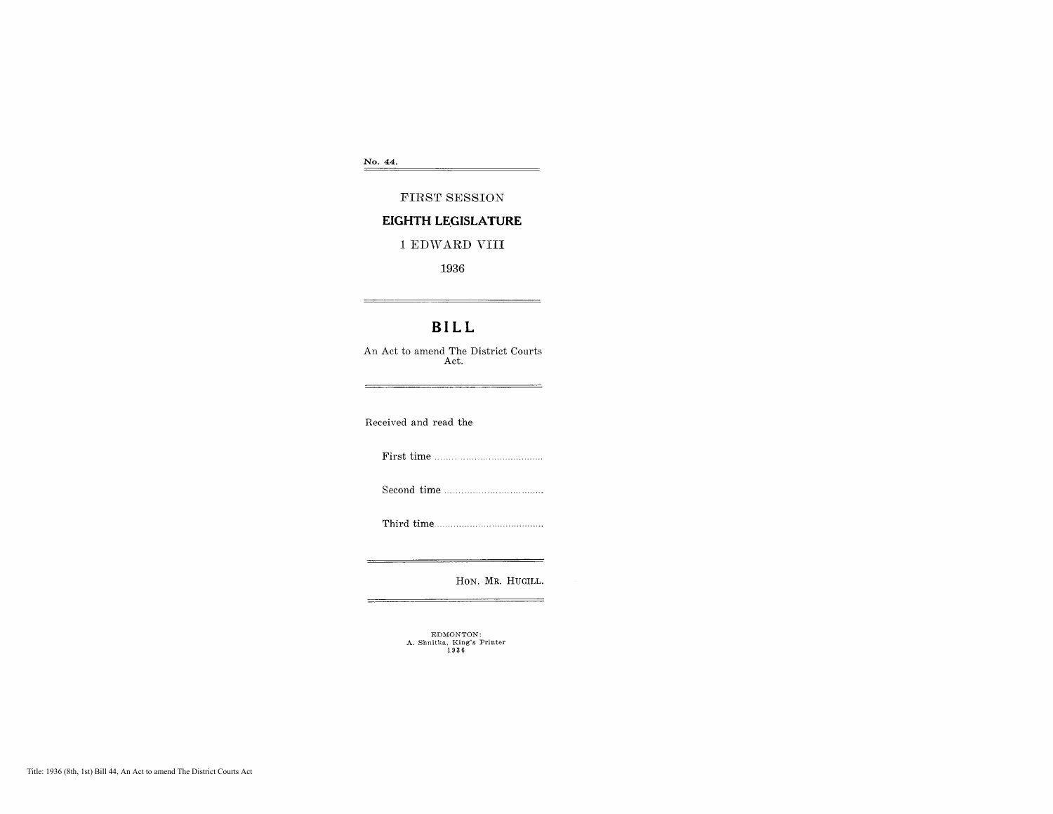No. 44.

FIRST SESSION

**EIGHTH LEGISLATURE**

1 EDWARD VIII

1936

# BILL

An Act to amend The District Courts Act.

Received and read the

First time ..........................................

Second time ..........................................

Third time ..........................................

HON. MR. HUGILL.

EDMONTON:
A. Shnitka, King's Printer
1936

Title: 1936 (8th, 1st) Bill 44, An Act to amend The District Courts Act